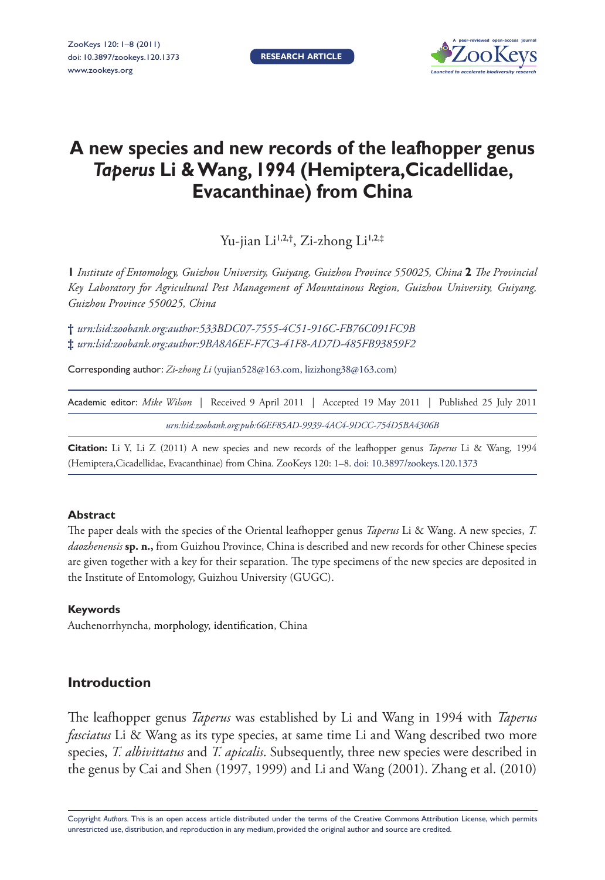# A new species and new records of the leafhopper genus *Taperus* Li & Wang, 1994 (Hemiptera, Cicadellidae, Evacanthinae) from China

Yu-jian Li[1,2,†], Zi-zhong Li[1,2,‡]

**1** *Institute of Entomology, Guizhou University, Guiyang, Guizhou Province 550025, China* **2** *The Provincial Key Laboratory for Agricultural Pest Management of Mountainous Region, Guizhou University, Guiyang, Guizhou Province 550025, China*

† *urn:lsid:zoobank.org:author:533BDC07-7555-4C51-916C-FB76C091FC9B*
‡ *urn:lsid:zoobank.org:author:9BA8A6EF-F7C3-41F8-AD7D-485FB93859F2*

Corresponding author: *Zi-zhong Li* (yujian528@163.com, lizizhong38@163.com)

Academic editor: *Mike Wilson* | Received 9 April 2011 | Accepted 19 May 2011 | Published 25 July 2011

*urn:lsid:zoobank.org:pub:66EF85AD-9939-4AC4-9DCC-754D5BA4306B*

**Citation:** Li Y, Li Z (2011) A new species and new records of the leafhopper genus *Taperus* Li & Wang, 1994 (Hemiptera,Cicadellidae, Evacanthinae) from China. ZooKeys 120: 1–8. doi: 10.3897/zookeys.120.1373

### Abstract

The paper deals with the species of the Oriental leafhopper genus *Taperus* Li & Wang. A new species, *T. daozhenensis* **sp. n.,** from Guizhou Province, China is described and new records for other Chinese species are given together with a key for their separation. The type specimens of the new species are deposited in the Institute of Entomology, Guizhou University (GUGC).

### Keywords

Auchenorrhyncha, morphology, identification, China

## Introduction

The leafhopper genus *Taperus* was established by Li and Wang in 1994 with *Taperus fasciatus* Li & Wang as its type species, at same time Li and Wang described two more species, *T. albivittatus* and *T. apicalis*. Subsequently, three new species were described in the genus by Cai and Shen (1997, 1999) and Li and Wang (2001). Zhang et al. (2010)

Copyright *Authors*. This is an open access article distributed under the terms of the Creative Commons Attribution License, which permits unrestricted use, distribution, and reproduction in any medium, provided the original author and source are credited.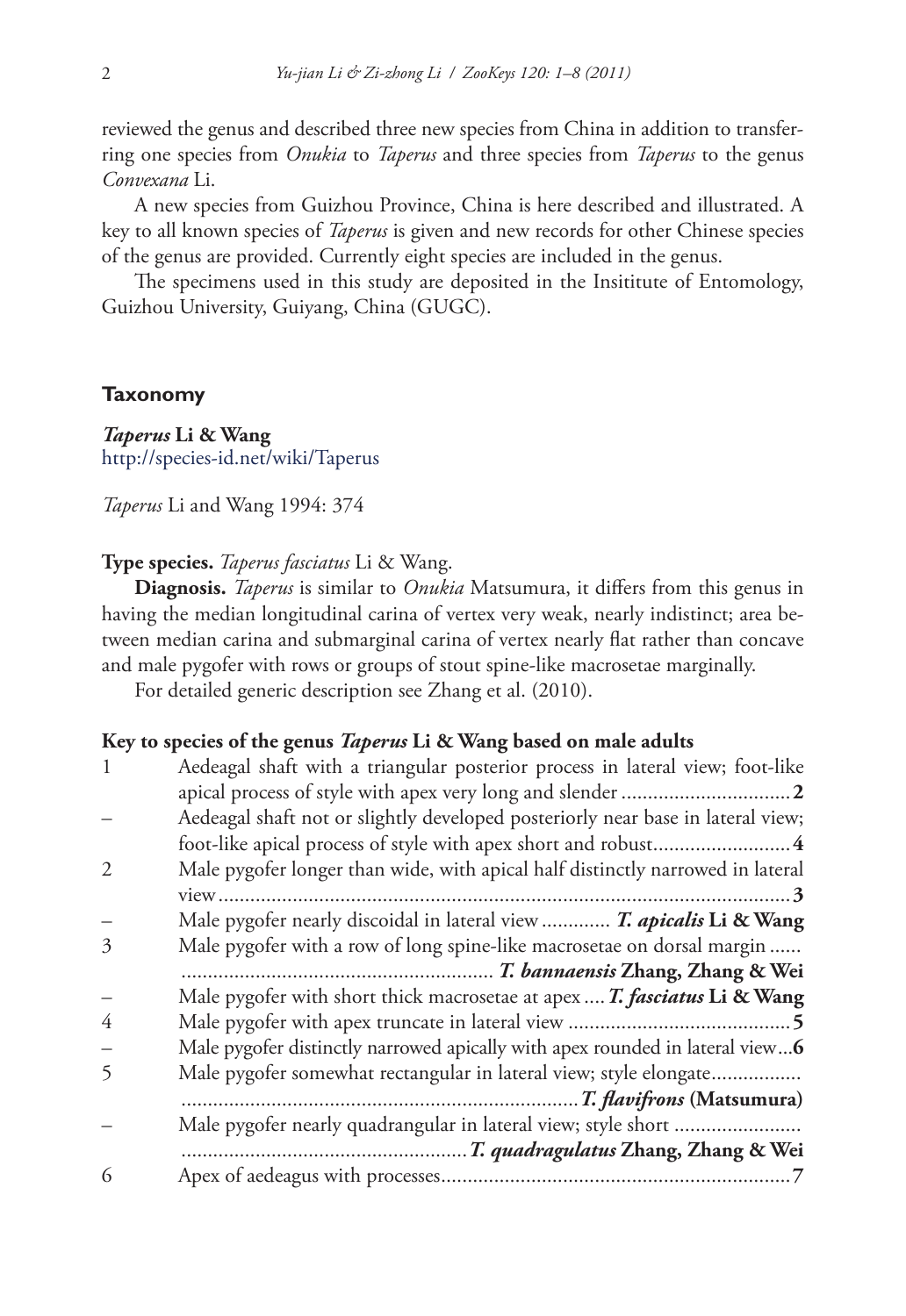reviewed the genus and described three new species from China in addition to transferring one species from *Onukia* to *Taperus* and three species from *Taperus* to the genus *Convexana* Li.

A new species from Guizhou Province, China is here described and illustrated. A key to all known species of *Taperus* is given and new records for other Chinese species of the genus are provided. Currently eight species are included in the genus.

The specimens used in this study are deposited in the Insititute of Entomology, Guizhou University, Guiyang, China (GUGC).

## Taxonomy

***Taperus*** **Li & Wang**
http://species-id.net/wiki/Taperus

*Taperus* Li and Wang 1994: 374

**Type species.** *Taperus fasciatus* Li & Wang.

**Diagnosis.** *Taperus* is similar to *Onukia* Matsumura, it differs from this genus in having the median longitudinal carina of vertex very weak, nearly indistinct; area between median carina and submarginal carina of vertex nearly flat rather than concave and male pygofer with rows or groups of stout spine-like macrosetae marginally.

For detailed generic description see Zhang et al. (2010).

### Key to species of the genus *Taperus* Li & Wang based on male adults

| | | |
|---|---|---|
| 1 | Aedeagal shaft with a triangular posterior process in lateral view; foot-like apical process of style with apex very long and slender | **2** |
| – | Aedeagal shaft not or slightly developed posteriorly near base in lateral view; foot-like apical process of style with apex short and robust | **4** |
| 2 | Male pygofer longer than wide, with apical half distinctly narrowed in lateral view | **3** |
| – | Male pygofer nearly discoidal in lateral view | ***T. apicalis*** **Li & Wang** |
| 3 | Male pygofer with a row of long spine-like macrosetae on dorsal margin | ***T. bannaensis*** **Zhang, Zhang & Wei** |
| – | Male pygofer with short thick macrosetae at apex | ***T. fasciatus*** **Li & Wang** |
| 4 | Male pygofer with apex truncate in lateral view | **5** |
| – | Male pygofer distinctly narrowed apically with apex rounded in lateral view | **6** |
| 5 | Male pygofer somewhat rectangular in lateral view; style elongate | ***T. flavifrons*** **(Matsumura)** |
| – | Male pygofer nearly quadrangular in lateral view; style short | ***T. quadragulatus*** **Zhang, Zhang & Wei** |
| 6 | Apex of aedeagus with processes | **7** |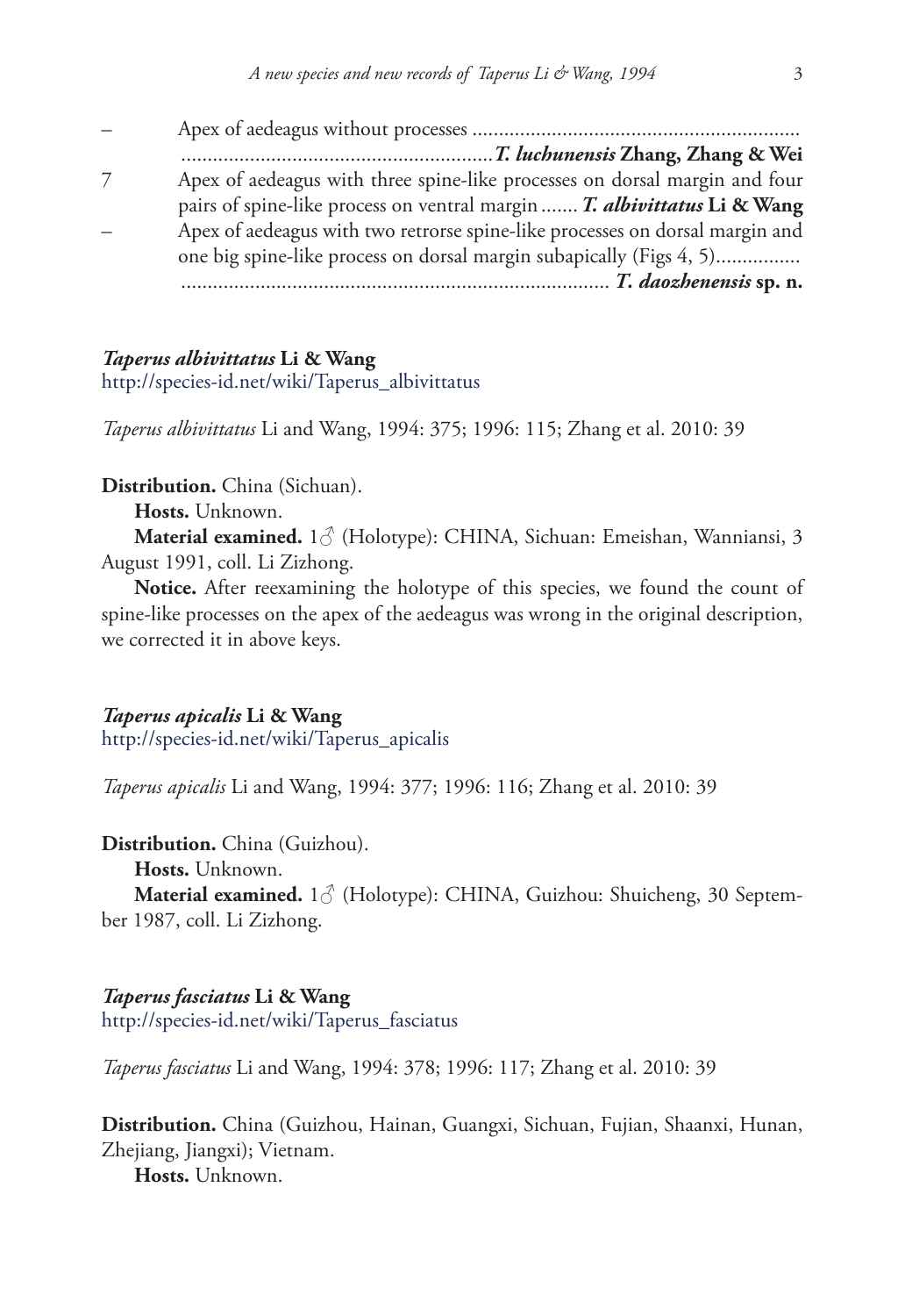– Apex of aedeagus without processes ............................................................................................................................................................... *T. luchunensis* **Zhang, Zhang & Wei**

7 Apex of aedeagus with three spine-like processes on dorsal margin and four pairs of spine-like process on ventral margin ....... ***T. albivittatus*** **Li & Wang**

– Apex of aedeagus with two retrorse spine-like processes on dorsal margin and one big spine-like process on dorsal margin subapically (Figs 4, 5)................ ................................................................................. ***T. daozhenensis*** **sp. n.**

### *Taperus albivittatus* Li & Wang

http://species-id.net/wiki/Taperus_albivittatus

*Taperus albivittatus* Li and Wang, 1994: 375; 1996: 115; Zhang et al. 2010: 39

**Distribution.** China (Sichuan).

**Hosts.** Unknown.

**Material examined.** 1♂ (Holotype): CHINA, Sichuan: Emeishan, Wanniansi, 3 August 1991, coll. Li Zizhong.

**Notice.** After reexamining the holotype of this species, we found the count of spine-like processes on the apex of the aedeagus was wrong in the original description, we corrected it in above keys.

### *Taperus apicalis* Li & Wang

http://species-id.net/wiki/Taperus_apicalis

*Taperus apicalis* Li and Wang, 1994: 377; 1996: 116; Zhang et al. 2010: 39

**Distribution.** China (Guizhou).

**Hosts.** Unknown.

**Material examined.** 1♂ (Holotype): CHINA, Guizhou: Shuicheng, 30 September 1987, coll. Li Zizhong.

### *Taperus fasciatus* Li & Wang

http://species-id.net/wiki/Taperus_fasciatus

*Taperus fasciatus* Li and Wang, 1994: 378; 1996: 117; Zhang et al. 2010: 39

**Distribution.** China (Guizhou, Hainan, Guangxi, Sichuan, Fujian, Shaanxi, Hunan, Zhejiang, Jiangxi); Vietnam.

**Hosts.** Unknown.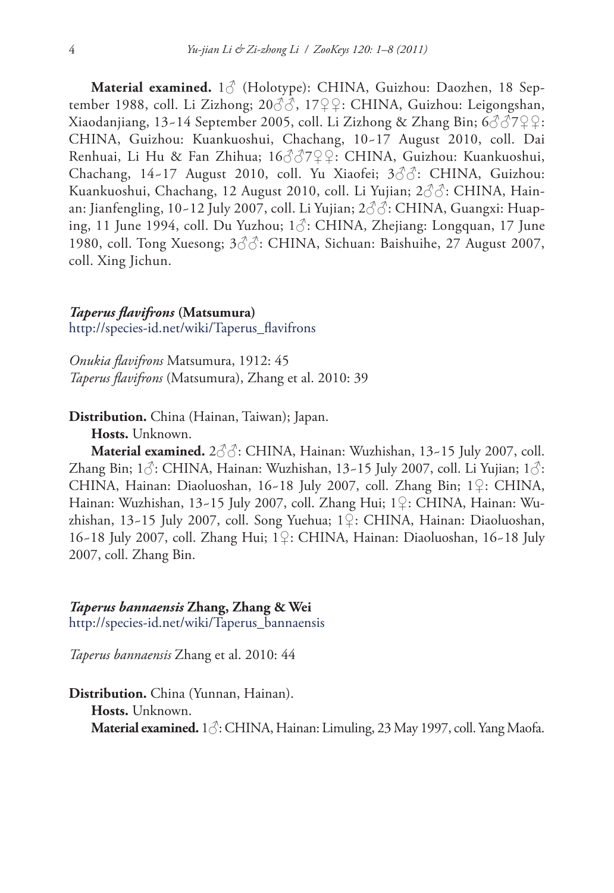**Material examined.** 1♂ (Holotype): CHINA, Guizhou: Daozhen, 18 September 1988, coll. Li Zizhong; 20♂♂, 17♀♀: CHINA, Guizhou: Leigongshan, Xiaodanjiang, 13–14 September 2005, coll. Li Zizhong & Zhang Bin; 6♂♂7♀♀: CHINA, Guizhou: Kuankuoshui, Chachang, 10–17 August 2010, coll. Dai Renhuai, Li Hu & Fan Zhihua; 16♂♂7♀♀: CHINA, Guizhou: Kuankuoshui, Chachang, 14–17 August 2010, coll. Yu Xiaofei; 3♂♂: CHINA, Guizhou: Kuankuoshui, Chachang, 12 August 2010, coll. Li Yujian; 2♂♂: CHINA, Hainan: Jianfengling, 10–12 July 2007, coll. Li Yujian; 2♂♂: CHINA, Guangxi: Huaping, 11 June 1994, coll. Du Yuzhou; 1♂: CHINA, Zhejiang: Longquan, 17 June 1980, coll. Tong Xuesong; 3♂♂: CHINA, Sichuan: Baishuihe, 27 August 2007, coll. Xing Jichun.

### *Taperus flavifrons* (Matsumura)

http://species-id.net/wiki/Taperus_flavifrons

*Onukia flavifrons* Matsumura, 1912: 45
*Taperus flavifrons* (Matsumura), Zhang et al. 2010: 39

**Distribution.** China (Hainan, Taiwan); Japan.

**Hosts.** Unknown.

**Material examined.** 2♂♂: CHINA, Hainan: Wuzhishan, 13–15 July 2007, coll. Zhang Bin; 1♂: CHINA, Hainan: Wuzhishan, 13–15 July 2007, coll. Li Yujian; 1♂: CHINA, Hainan: Diaoluoshan, 16–18 July 2007, coll. Zhang Bin; 1♀: CHINA, Hainan: Wuzhishan, 13–15 July 2007, coll. Zhang Hui; 1♀: CHINA, Hainan: Wuzhishan, 13–15 July 2007, coll. Song Yuehua; 1♀: CHINA, Hainan: Diaoluoshan, 16–18 July 2007, coll. Zhang Hui; 1♀: CHINA, Hainan: Diaoluoshan, 16–18 July 2007, coll. Zhang Bin.

### *Taperus bannaensis* Zhang, Zhang & Wei

http://species-id.net/wiki/Taperus_bannaensis

*Taperus bannaensis* Zhang et al. 2010: 44

**Distribution.** China (Yunnan, Hainan).

**Hosts.** Unknown.

**Material examined.** 1♂: CHINA, Hainan: Limuling, 23 May 1997, coll. Yang Maofa.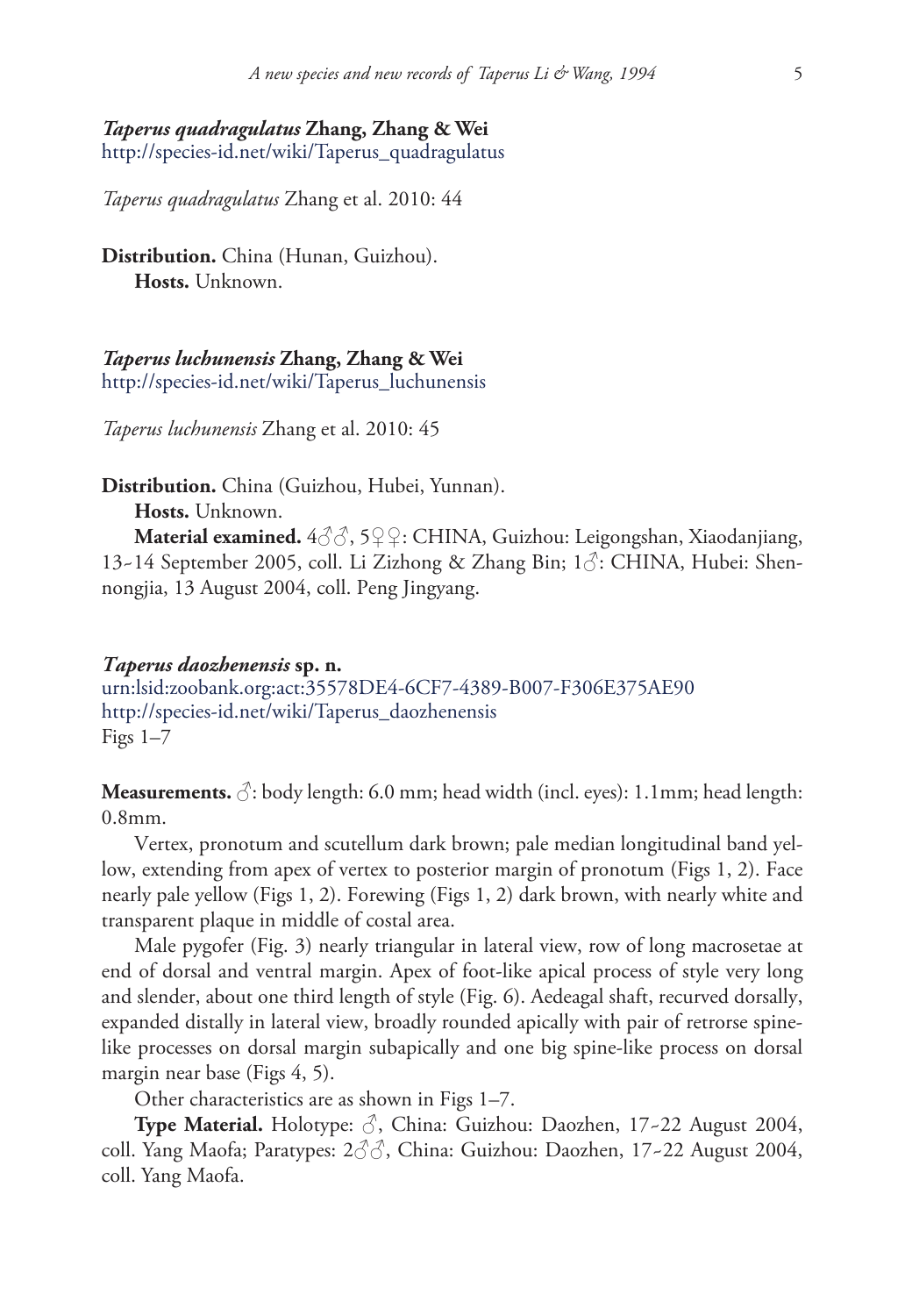***Taperus quadragulatus* Zhang, Zhang & Wei**
http://species-id.net/wiki/Taperus_quadragulatus

*Taperus quadragulatus* Zhang et al. 2010: 44

**Distribution.** China (Hunan, Guizhou).

**Hosts.** Unknown.

***Taperus luchunensis* Zhang, Zhang & Wei**
http://species-id.net/wiki/Taperus_luchunensis

*Taperus luchunensis* Zhang et al. 2010: 45

**Distribution.** China (Guizhou, Hubei, Yunnan).

**Hosts.** Unknown.

**Material examined.** 4♂♂, 5♀♀: CHINA, Guizhou: Leigongshan, Xiaodanjiang, 13-14 September 2005, coll. Li Zizhong & Zhang Bin; 1♂: CHINA, Hubei: Shennongjia, 13 August 2004, coll. Peng Jingyang.

***Taperus daozhenensis* sp. n.**
urn:lsid:zoobank.org:act:35578DE4-6CF7-4389-B007-F306E375AE90
http://species-id.net/wiki/Taperus_daozhenensis
Figs 1–7

**Measurements.** ♂: body length: 6.0 mm; head width (incl. eyes): 1.1mm; head length: 0.8mm.

Vertex, pronotum and scutellum dark brown; pale median longitudinal band yellow, extending from apex of vertex to posterior margin of pronotum (Figs 1, 2). Face nearly pale yellow (Figs 1, 2). Forewing (Figs 1, 2) dark brown, with nearly white and transparent plaque in middle of costal area.

Male pygofer (Fig. 3) nearly triangular in lateral view, row of long macrosetae at end of dorsal and ventral margin. Apex of foot-like apical process of style very long and slender, about one third length of style (Fig. 6). Aedeagal shaft, recurved dorsally, expanded distally in lateral view, broadly rounded apically with pair of retrorse spine-like processes on dorsal margin subapically and one big spine-like process on dorsal margin near base (Figs 4, 5).

Other characteristics are as shown in Figs 1–7.

**Type Material.** Holotype: ♂, China: Guizhou: Daozhen, 17-22 August 2004, coll. Yang Maofa; Paratypes: 2♂♂, China: Guizhou: Daozhen, 17-22 August 2004, coll. Yang Maofa.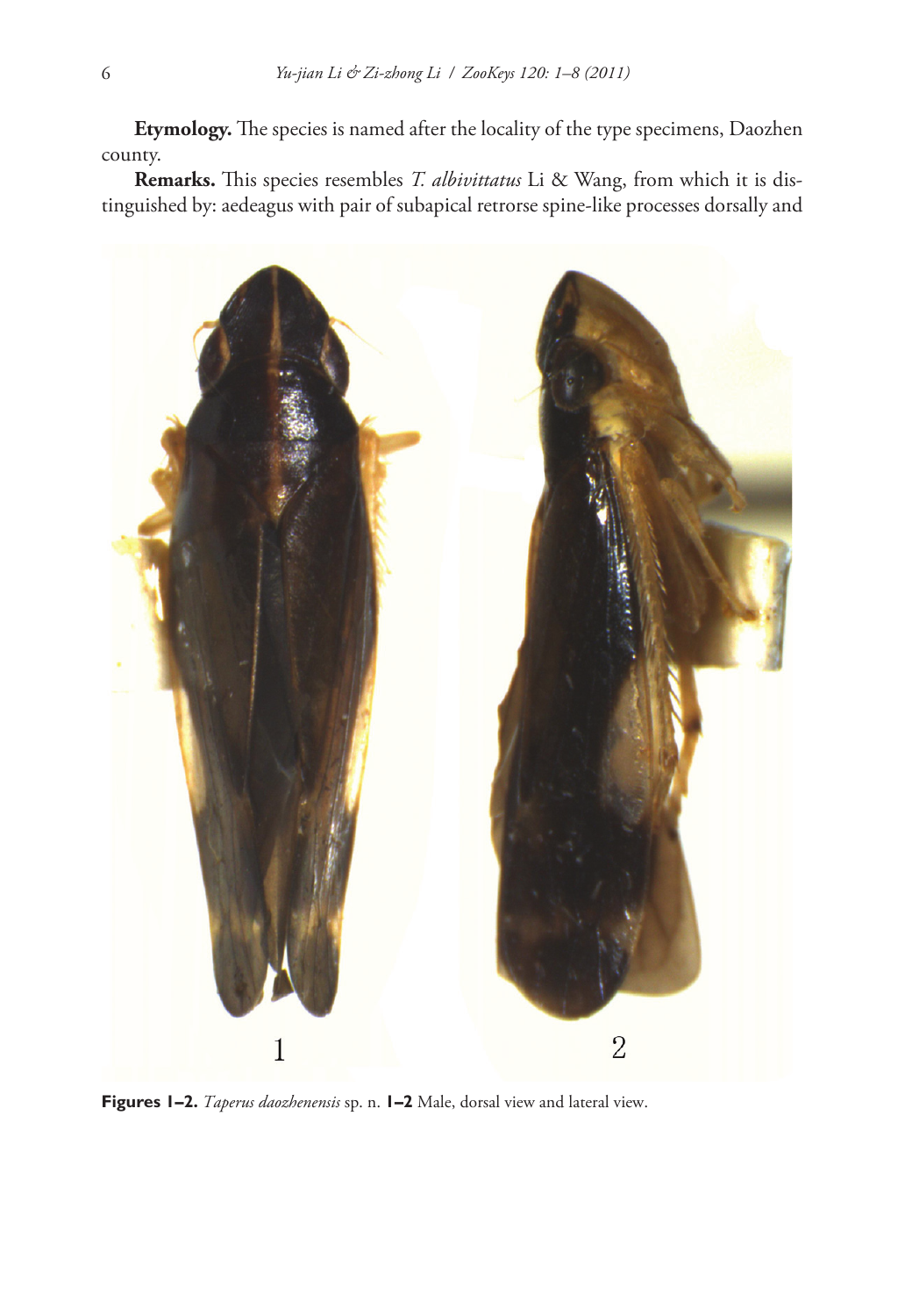**Etymology.** The species is named after the locality of the type specimens, Daozhen county.

**Remarks.** This species resembles *T. albivittatus* Li & Wang, from which it is distinguished by: aedeagus with pair of subapical retrorse spine-like processes dorsally and

**Figures 1–2.** *Taperus daozhenensis* sp. n. **1–2** Male, dorsal view and lateral view.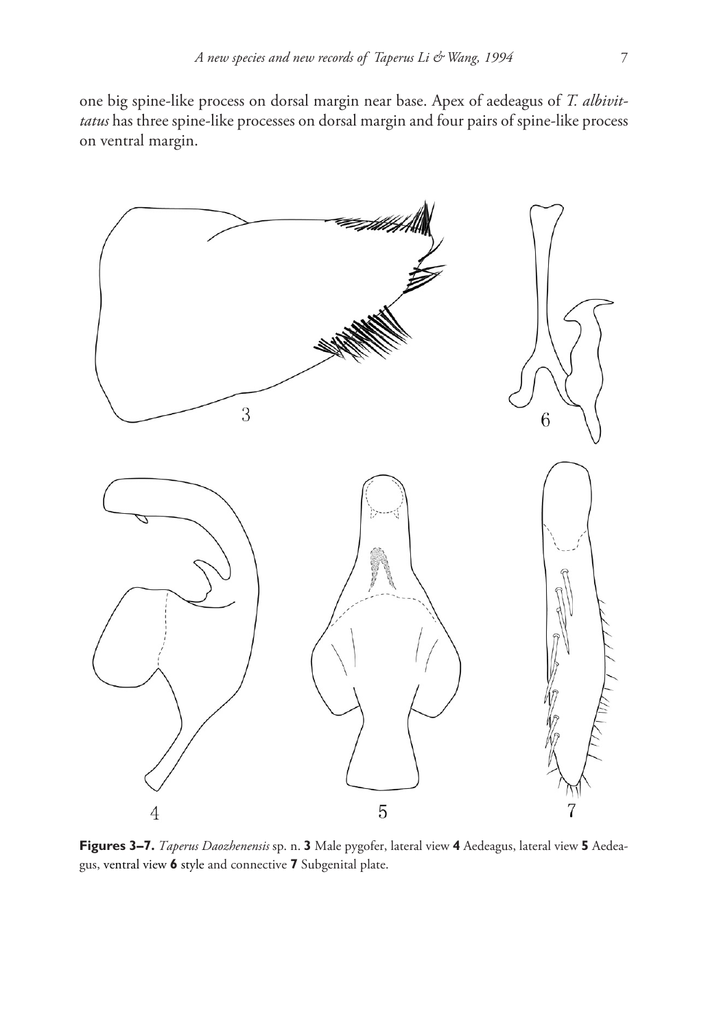one big spine-like process on dorsal margin near base. Apex of aedeagus of *T. albivittatus* has three spine-like processes on dorsal margin and four pairs of spine-like process on ventral margin.

**Figures 3–7.** *Taperus Daozhenensis* sp. n. **3** Male pygofer, lateral view **4** Aedeagus, lateral view **5** Aedeagus, ventral view **6** style and connective **7** Subgenital plate.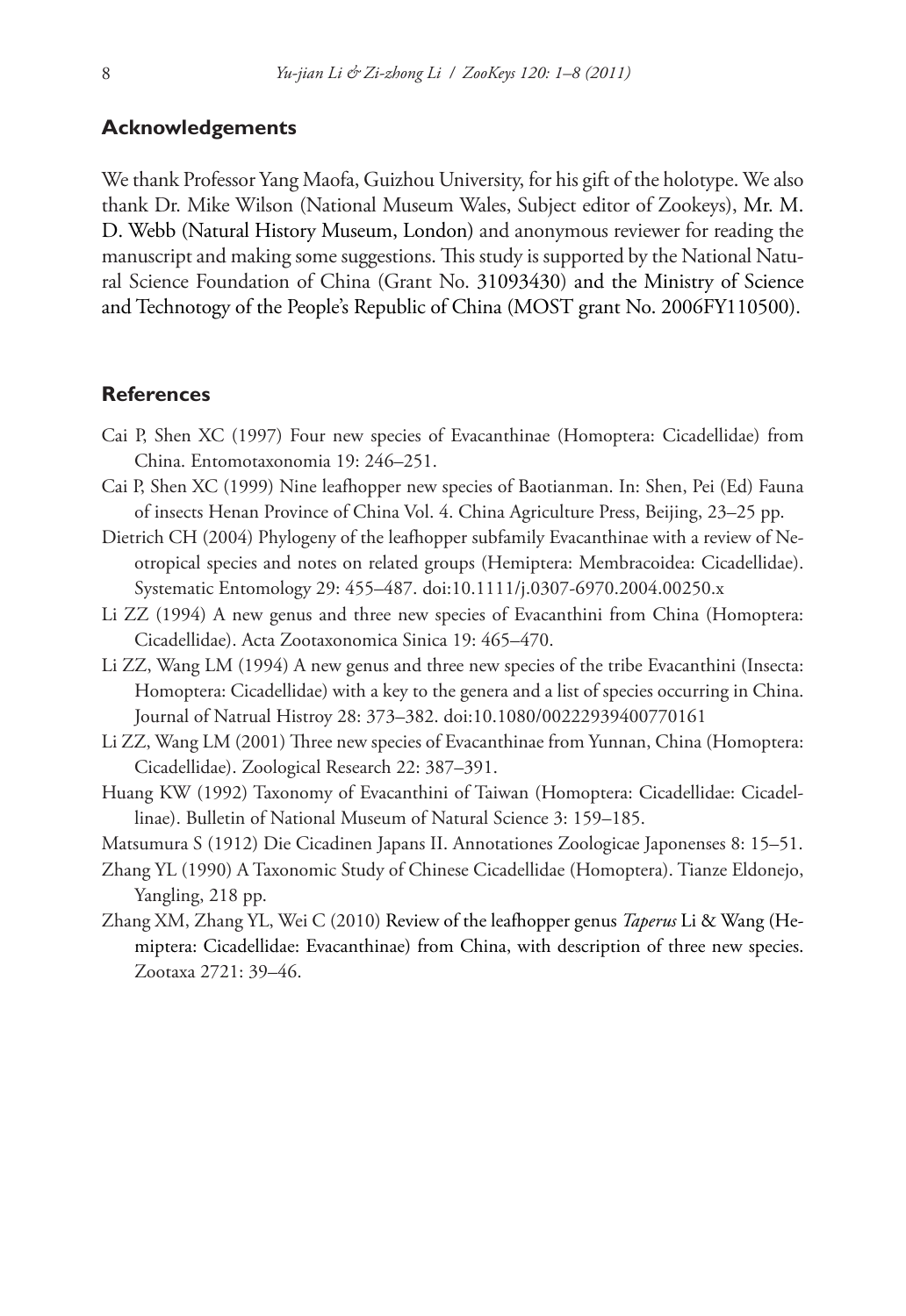## Acknowledgements

We thank Professor Yang Maofa, Guizhou University, for his gift of the holotype. We also thank Dr. Mike Wilson (National Museum Wales, Subject editor of Zookeys), Mr. M. D. Webb (Natural History Museum, London) and anonymous reviewer for reading the manuscript and making some suggestions. This study is supported by the National Natural Science Foundation of China (Grant No. 31093430) and the Ministry of Science and Technotogy of the People's Republic of China (MOST grant No. 2006FY110500).

## References

Cai P, Shen XC (1997) Four new species of Evacanthinae (Homoptera: Cicadellidae) from China. Entomotaxonomia 19: 246–251.

Cai P, Shen XC (1999) Nine leafhopper new species of Baotianman. In: Shen, Pei (Ed) Fauna of insects Henan Province of China Vol. 4. China Agriculture Press, Beijing, 23–25 pp.

Dietrich CH (2004) Phylogeny of the leafhopper subfamily Evacanthinae with a review of Neotropical species and notes on related groups (Hemiptera: Membracoidea: Cicadellidae). Systematic Entomology 29: 455–487. doi:10.1111/j.0307-6970.2004.00250.x

Li ZZ (1994) A new genus and three new species of Evacanthini from China (Homoptera: Cicadellidae). Acta Zootaxonomica Sinica 19: 465–470.

Li ZZ, Wang LM (1994) A new genus and three new species of the tribe Evacanthini (Insecta: Homoptera: Cicadellidae) with a key to the genera and a list of species occurring in China. Journal of Natrual Histroy 28: 373–382. doi:10.1080/00222939400770161

Li ZZ, Wang LM (2001) Three new species of Evacanthinae from Yunnan, China (Homoptera: Cicadellidae). Zoological Research 22: 387–391.

Huang KW (1992) Taxonomy of Evacanthini of Taiwan (Homoptera: Cicadellidae: Cicadellinae). Bulletin of National Museum of Natural Science 3: 159–185.

Matsumura S (1912) Die Cicadinen Japans II. Annotationes Zoologicae Japonenses 8: 15–51.

Zhang YL (1990) A Taxonomic Study of Chinese Cicadellidae (Homoptera). Tianze Eldonejo, Yangling, 218 pp.

Zhang XM, Zhang YL, Wei C (2010) Review of the leafhopper genus *Taperus* Li & Wang (Hemiptera: Cicadellidae: Evacanthinae) from China, with description of three new species. Zootaxa 2721: 39–46.